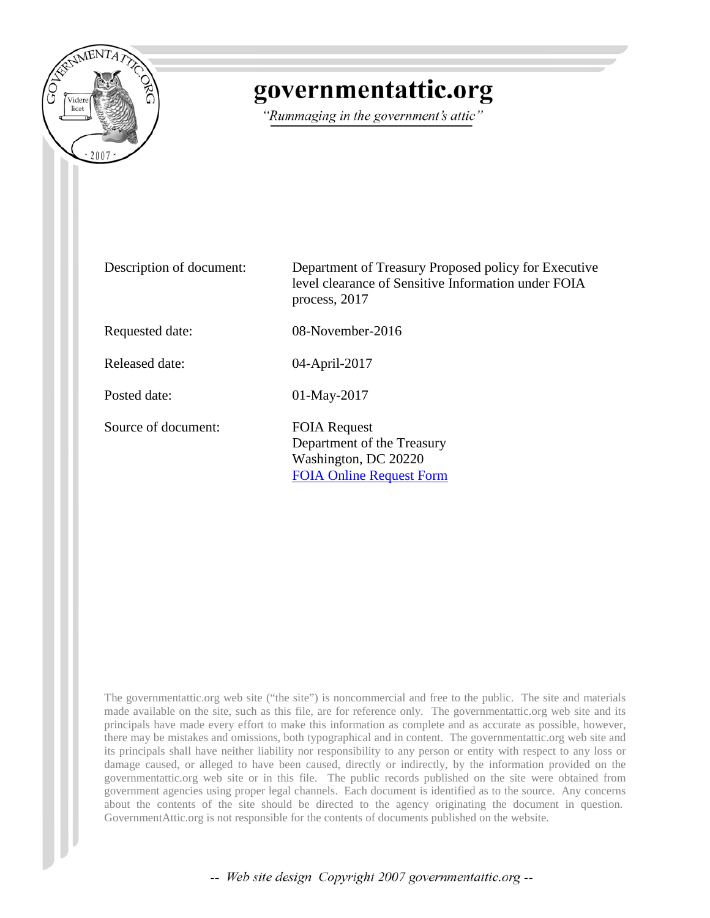# governmentattic.org

*"Rummaging in the government's attic"*

| | |
|---|---|
| Description of document: | Department of Treasury Proposed policy for Executive level clearance of Sensitive Information under FOIA process, 2017 |
| Requested date: | 08-November-2016 |
| Released date: | 04-April-2017 |
| Posted date: | 01-May-2017 |
| Source of document: | FOIA Request<br>Department of the Treasury<br>Washington, DC 20220<br>FOIA Online Request Form |

The governmentattic.org web site ("the site") is noncommercial and free to the public. The site and materials made available on the site, such as this file, are for reference only. The governmentattic.org web site and its principals have made every effort to make this information as complete and as accurate as possible, however, there may be mistakes and omissions, both typographical and in content. The governmentattic.org web site and its principals shall have neither liability nor responsibility to any person or entity with respect to any loss or damage caused, or alleged to have been caused, directly or indirectly, by the information provided on the governmentattic.org web site or in this file. The public records published on the site were obtained from government agencies using proper legal channels. Each document is identified as to the source. Any concerns about the contents of the site should be directed to the agency originating the document in question. GovernmentAttic.org is not responsible for the contents of documents published on the website.

*-- Web site design Copyright 2007 governmentattic.org --*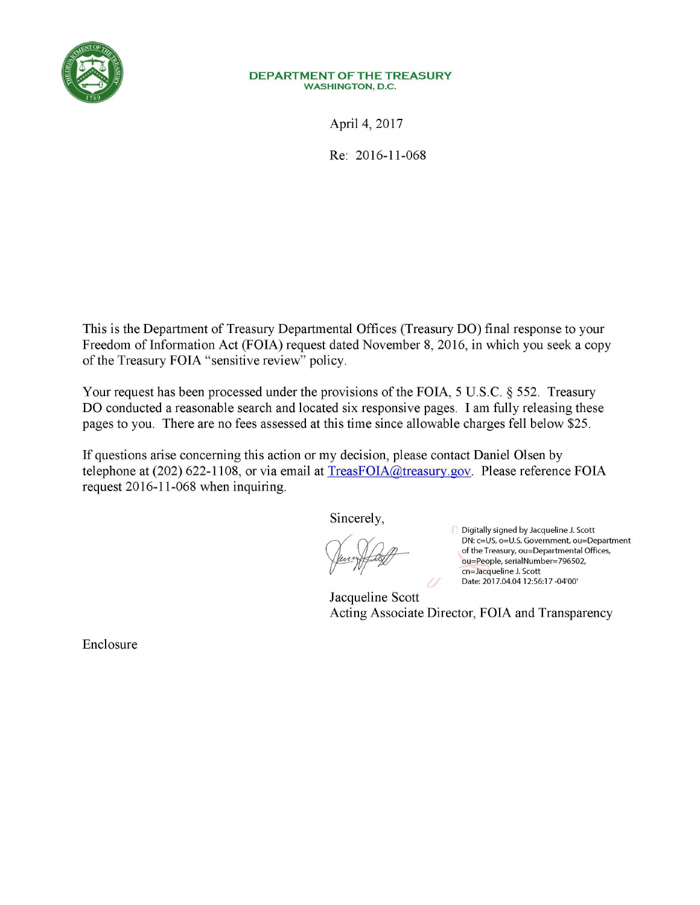**DEPARTMENT OF THE TREASURY**
**WASHINGTON, D.C.**

April 4, 2017

Re: 2016-11-068

This is the Department of Treasury Departmental Offices (Treasury DO) final response to your Freedom of Information Act (FOIA) request dated November 8, 2016, in which you seek a copy of the Treasury FOIA "sensitive review" policy.

Your request has been processed under the provisions of the FOIA, 5 U.S.C. § 552. Treasury DO conducted a reasonable search and located six responsive pages. I am fully releasing these pages to you. There are no fees assessed at this time since allowable charges fell below $25.

If questions arise concerning this action or my decision, please contact Daniel Olsen by telephone at (202) 622-1108, or via email at TreasFOIA@treasury.gov. Please reference FOIA request 2016-11-068 when inquiring.

Sincerely,

Digitally signed by Jacqueline J. Scott
DN: c=US, o=U.S. Government, ou=Department of the Treasury, ou=Departmental Offices, ou=People, serialNumber=796502, cn=Jacqueline J. Scott
Date: 2017.04.04 12:56:17 -04'00'

Jacqueline Scott
Acting Associate Director, FOIA and Transparency

Enclosure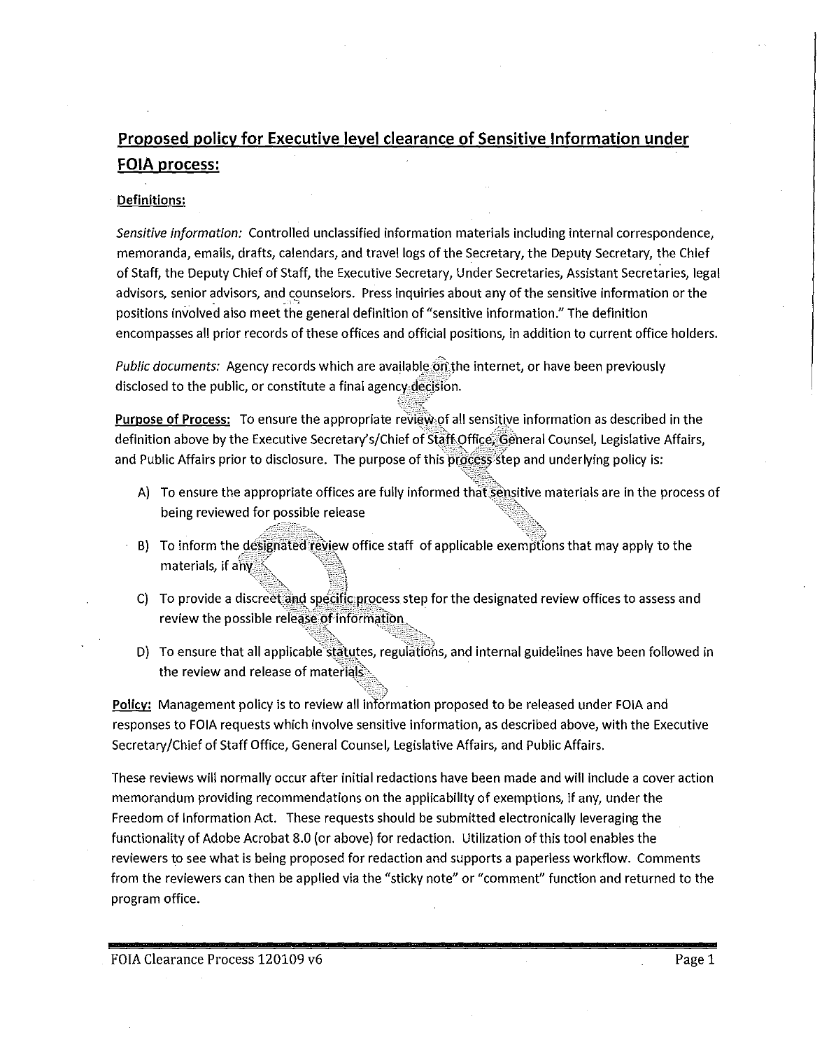## Proposed policy for Executive level clearance of Sensitive Information under FOIA process:

**Definitions:**

*Sensitive information:* Controlled unclassified information materials including internal correspondence, memoranda, emails, drafts, calendars, and travel logs of the Secretary, the Deputy Secretary, the Chief of Staff, the Deputy Chief of Staff, the Executive Secretary, Under Secretaries, Assistant Secretaries, legal advisors, senior advisors, and counselors. Press inquiries about any of the sensitive information or the positions involved also meet the general definition of "sensitive information." The definition encompasses all prior records of these offices and official positions, in addition to current office holders.

*Public documents:* Agency records which are available on the internet, or have been previously disclosed to the public, or constitute a final agency decision.

**Purpose of Process:** To ensure the appropriate review of all sensitive information as described in the definition above by the Executive Secretary's/Chief of Staff Office, General Counsel, Legislative Affairs, and Public Affairs prior to disclosure. The purpose of this process step and underlying policy is:

A) To ensure the appropriate offices are fully informed that sensitive materials are in the process of being reviewed for possible release

B) To inform the designated review office staff of applicable exemptions that may apply to the materials, if any

C) To provide a discreet and specific process step for the designated review offices to assess and review the possible release of information

D) To ensure that all applicable statutes, regulations, and internal guidelines have been followed in the review and release of materials

**Policy:** Management policy is to review all information proposed to be released under FOIA and responses to FOIA requests which involve sensitive information, as described above, with the Executive Secretary/Chief of Staff Office, General Counsel, Legislative Affairs, and Public Affairs.

These reviews will normally occur after initial redactions have been made and will include a cover action memorandum providing recommendations on the applicability of exemptions, if any, under the Freedom of Information Act. These requests should be submitted electronically leveraging the functionality of Adobe Acrobat 8.0 (or above) for redaction. Utilization of this tool enables the reviewers to see what is being proposed for redaction and supports a paperless workflow. Comments from the reviewers can then be applied via the "sticky note" or "comment" function and returned to the program office.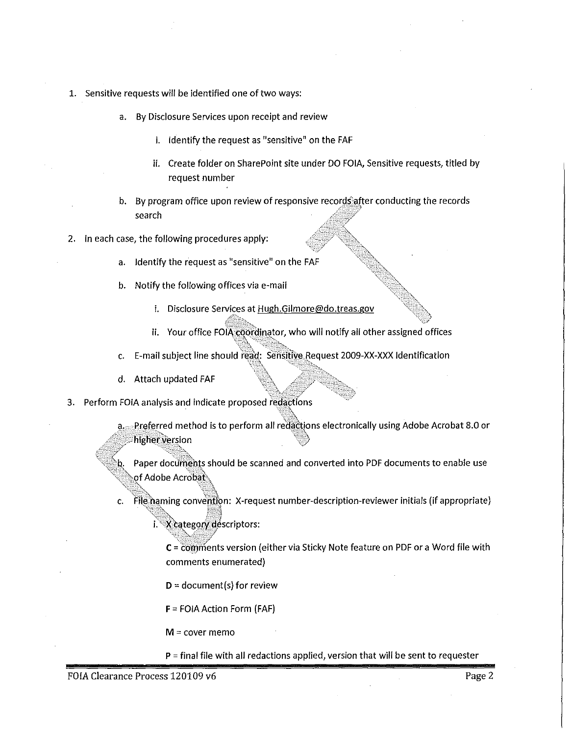1. Sensitive requests will be identified one of two ways:
   a. By Disclosure Services upon receipt and review
      i. Identify the request as "sensitive" on the FAF
      ii. Create folder on SharePoint site under DO FOIA, Sensitive requests, titled by request number
   b. By program office upon review of responsive records after conducting the records search
2. In each case, the following procedures apply:
   a. Identify the request as "sensitive" on the FAF
   b. Notify the following offices via e-mail
      i. Disclosure Services at Hugh.Gilmore@do.treas.gov
      ii. Your office FOIA coordinator, who will notify all other assigned offices
   c. E-mail subject line should read: Sensitive Request 2009-XX-XXX Identification
   d. Attach updated FAF
3. Perform FOIA analysis and indicate proposed redactions
   a. Preferred method is to perform all redactions electronically using Adobe Acrobat 8.0 or higher version
   b. Paper documents should be scanned and converted into PDF documents to enable use of Adobe Acrobat
   c. File naming convention: X-request number-description-reviewer initials (if appropriate)
      i. X category descriptors:

         **C** = comments version (either via Sticky Note feature on PDF or a Word file with comments enumerated)

         **D** = document(s) for review

         **F** = FOIA Action Form (FAF)

         **M** = cover memo

         **P** = final file with all redactions applied, version that will be sent to requester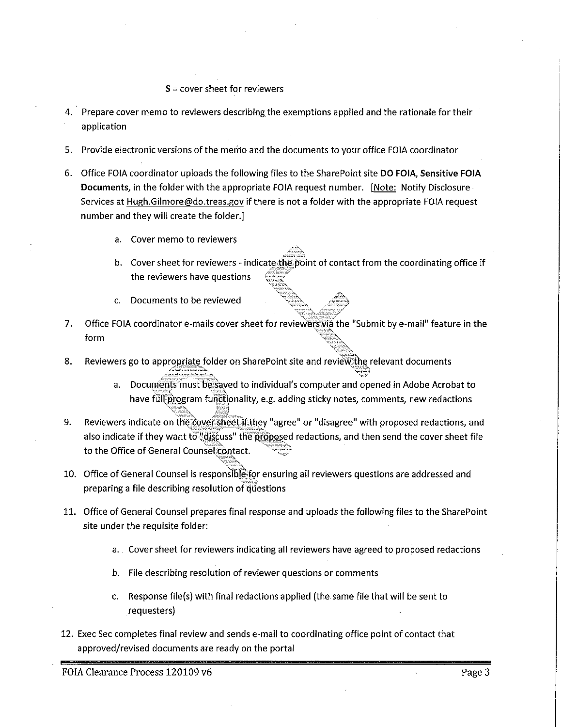S = cover sheet for reviewers

4. Prepare cover memo to reviewers describing the exemptions applied and the rationale for their application

5. Provide electronic versions of the memo and the documents to your office FOIA coordinator

6. Office FOIA coordinator uploads the following files to the SharePoint site **DO FOIA, Sensitive FOIA Documents,** in the folder with the appropriate FOIA request number. [Note: Notify Disclosure Services at Hugh.Gilmore@do.treas.gov if there is not a folder with the appropriate FOIA request number and they will create the folder.]

   a. Cover memo to reviewers

   b. Cover sheet for reviewers - indicate the point of contact from the coordinating office if the reviewers have questions

   c. Documents to be reviewed

7. Office FOIA coordinator e-mails cover sheet for reviewers via the "Submit by e-mail" feature in the form

8. Reviewers go to appropriate folder on SharePoint site and review the relevant documents

   a. Documents must be saved to individual's computer and opened in Adobe Acrobat to have full program functionality, e.g. adding sticky notes, comments, new redactions

9. Reviewers indicate on the cover sheet if they "agree" or "disagree" with proposed redactions, and also indicate if they want to "discuss" the proposed redactions, and then send the cover sheet file to the Office of General Counsel contact.

10. Office of General Counsel is responsible for ensuring all reviewers questions are addressed and preparing a file describing resolution of questions

11. Office of General Counsel prepares final response and uploads the following files to the SharePoint site under the requisite folder:

    a. Cover sheet for reviewers indicating all reviewers have agreed to proposed redactions

    b. File describing resolution of reviewer questions or comments

    c. Response file(s) with final redactions applied (the same file that will be sent to requesters)

12. Exec Sec completes final review and sends e-mail to coordinating office point of contact that approved/revised documents are ready on the portal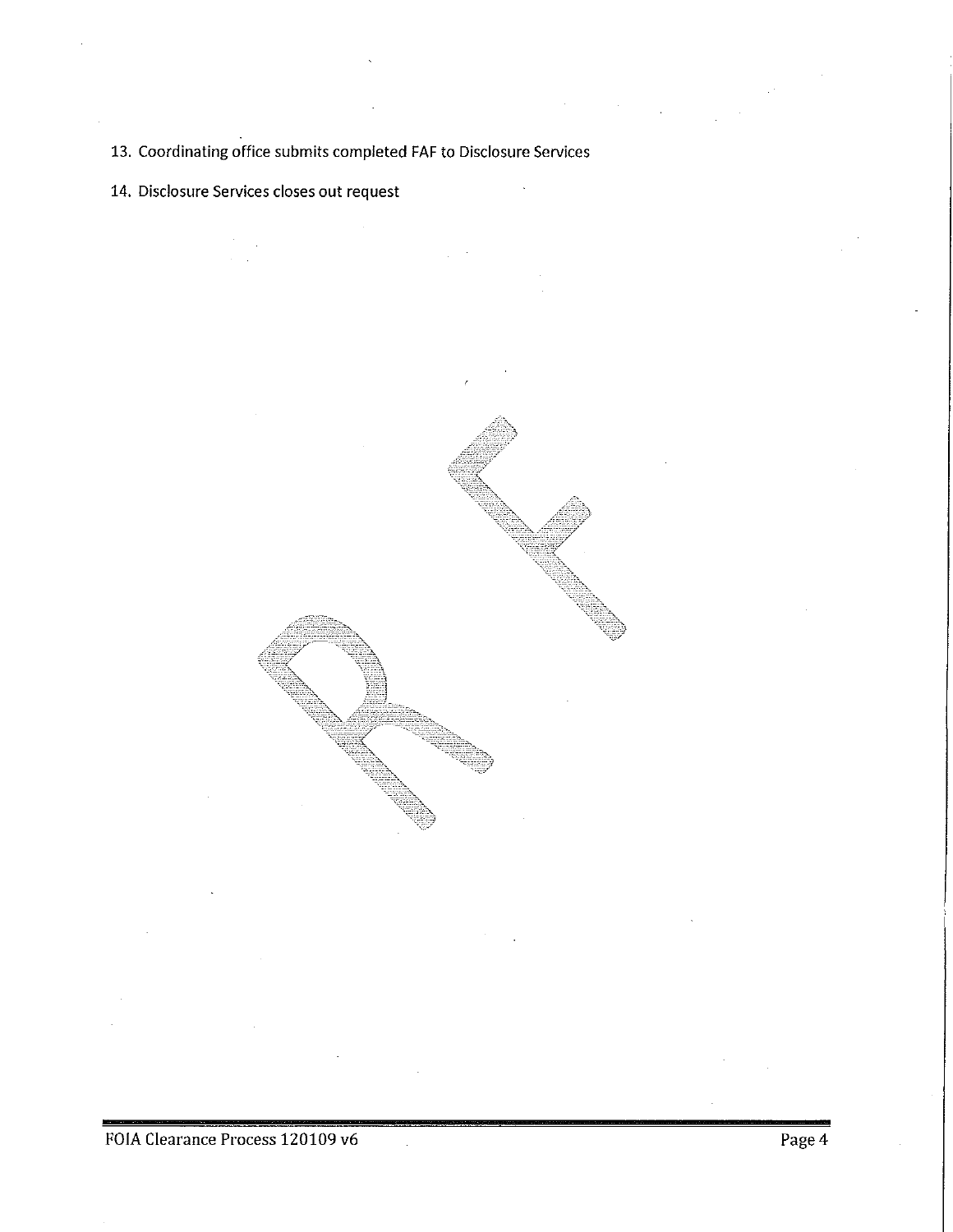13. Coordinating office submits completed FAF to Disclosure Services

14. Disclosure Services closes out request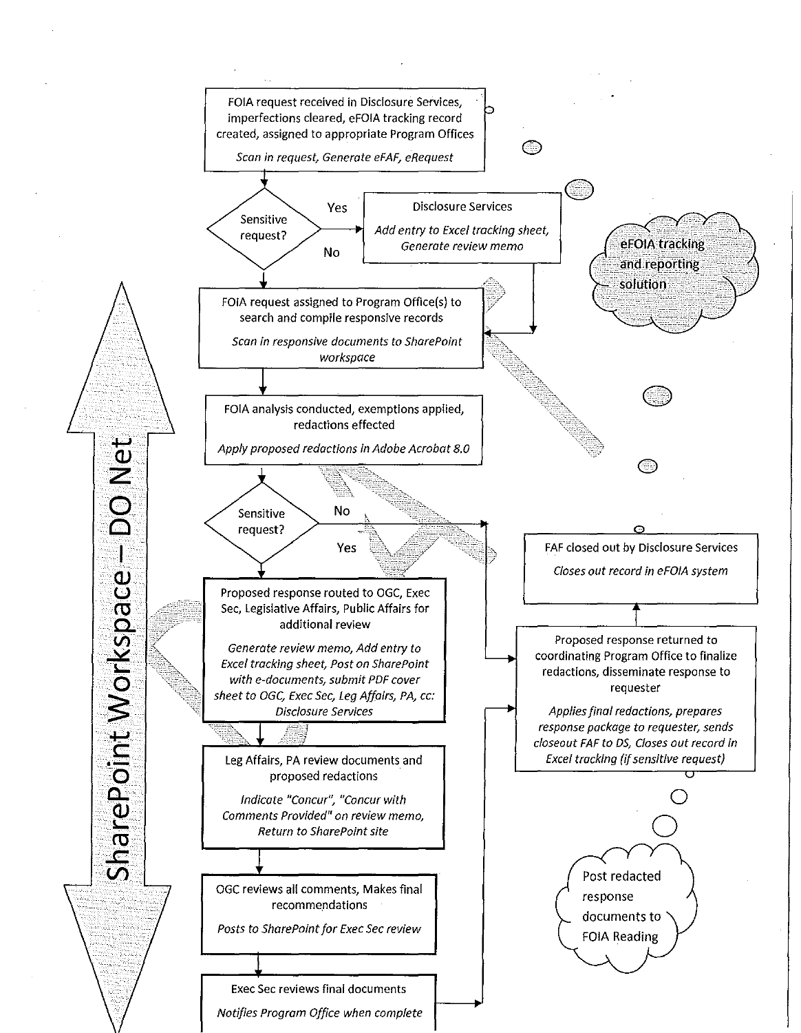FOIA request received in Disclosure Services, imperfections cleared, eFOIA tracking record created, assigned to appropriate Program Offices

*Scan in request, Generate eFAF, eRequest*

**Sensitive request?**

- **Yes** → Disclosure Services
  *Add entry to Excel tracking sheet, Generate review memo*
- **No** → continue

eFOIA tracking and reporting solution

FOIA request assigned to Program Office(s) to search and compile responsive records

*Scan in responsive documents to SharePoint workspace*

FOIA analysis conducted, exemptions applied, redactions effected

*Apply proposed redactions in Adobe Acrobat 8.0*

**Sensitive request?**

- **No** → Proposed response returned to coordinating Program Office
- **Yes** → continue

Proposed response routed to OGC, Exec Sec, Legislative Affairs, Public Affairs for additional review

*Generate review memo, Add entry to Excel tracking sheet, Post on SharePoint with e-documents, submit PDF cover sheet to OGC, Exec Sec, Leg Affairs, PA, cc: Disclosure Services*

Leg Affairs, PA review documents and proposed redactions

*Indicate "Concur", "Concur with Comments Provided" on review memo, Return to SharePoint site*

OGC reviews all comments, Makes final recommendations

*Posts to SharePoint for Exec Sec review*

Exec Sec reviews final documents

*Notifies Program Office when complete*

Proposed response returned to coordinating Program Office to finalize redactions, disseminate response to requester

*Applies final redactions, prepares response package to requester, sends closeout FAF to DS, Closes out record in Excel tracking (if sensitive request)*

FAF closed out by Disclosure Services

*Closes out record in eFOIA system*

Post redacted response documents to FOIA Reading

SharePoint Workspace – DO Net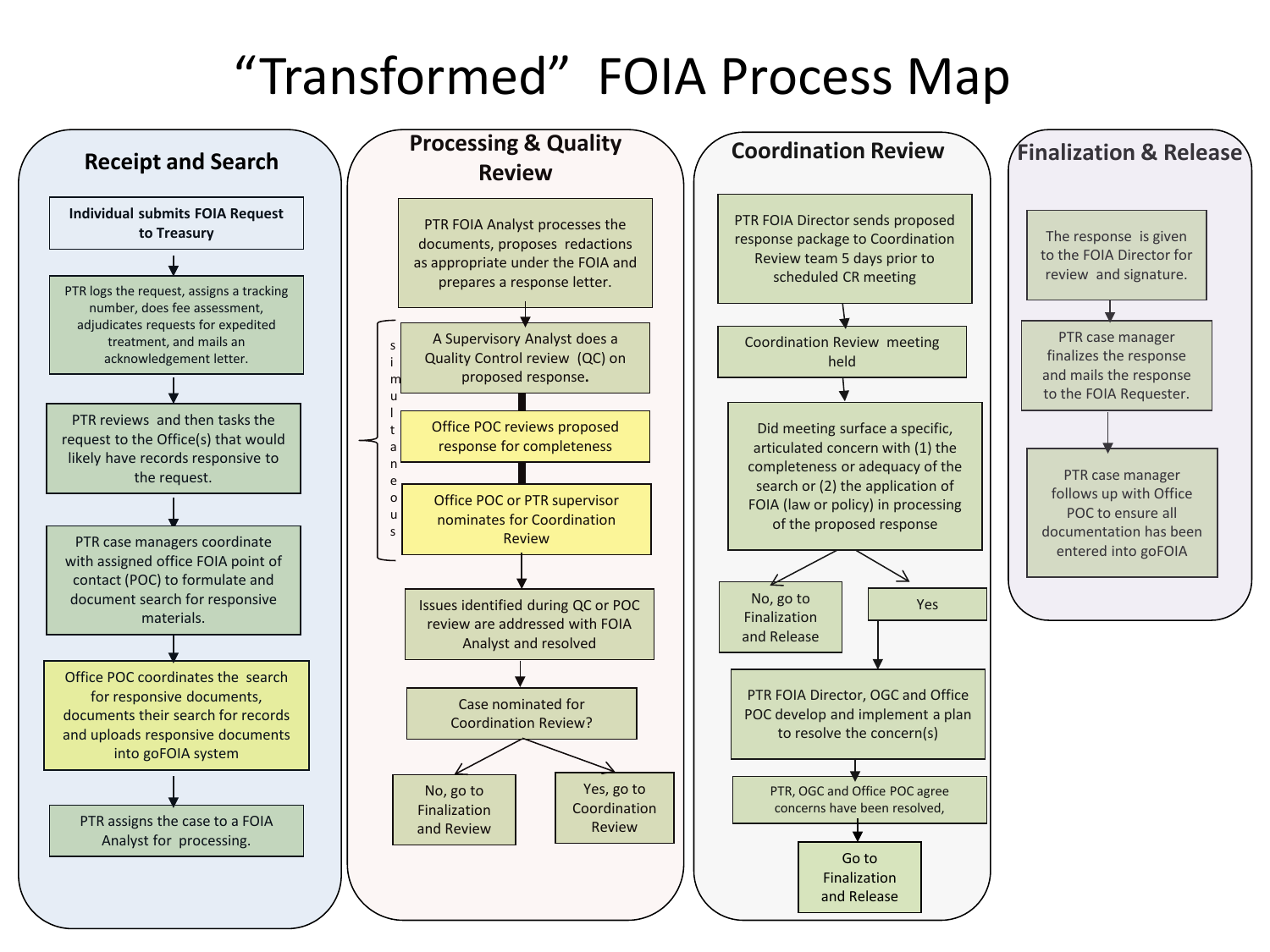# "Transformed" FOIA Process Map

## Receipt and Search

**Individual submits FOIA Request to Treasury**

PTR logs the request, assigns a tracking number, does fee assessment, adjudicates requests for expedited treatment, and mails an acknowledgement letter.

PTR reviews and then tasks the request to the Office(s) that would likely have records responsive to the request.

PTR case managers coordinate with assigned office FOIA point of contact (POC) to formulate and document search for responsive materials.

Office POC coordinates the search for responsive documents, documents their search for records and uploads responsive documents into goFOIA system

PTR assigns the case to a FOIA Analyst for processing.

## Processing & Quality Review

PTR FOIA Analyst processes the documents, proposes redactions as appropriate under the FOIA and prepares a response letter.

simultaneous:

- A Supervisory Analyst does a Quality Control review (QC) on proposed response.
- Office POC reviews proposed response for completeness
- Office POC or PTR supervisor nominates for Coordination Review

Issues identified during QC or POC review are addressed with FOIA Analyst and resolved

Case nominated for Coordination Review?

- No, go to Finalization and Review
- Yes, go to Coordination Review

## Coordination Review

PTR FOIA Director sends proposed response package to Coordination Review team 5 days prior to scheduled CR meeting

Coordination Review meeting held

Did meeting surface a specific, articulated concern with (1) the completeness or adequacy of the search or (2) the application of FOIA (law or policy) in processing of the proposed response

- No, go to Finalization and Release
- Yes

PTR FOIA Director, OGC and Office POC develop and implement a plan to resolve the concern(s)

PTR, OGC and Office POC agree concerns have been resolved,

Go to Finalization and Release

## Finalization & Release

The response is given to the FOIA Director for review and signature.

PTR case manager finalizes the response and mails the response to the FOIA Requester.

PTR case manager follows up with Office POC to ensure all documentation has been entered into goFOIA